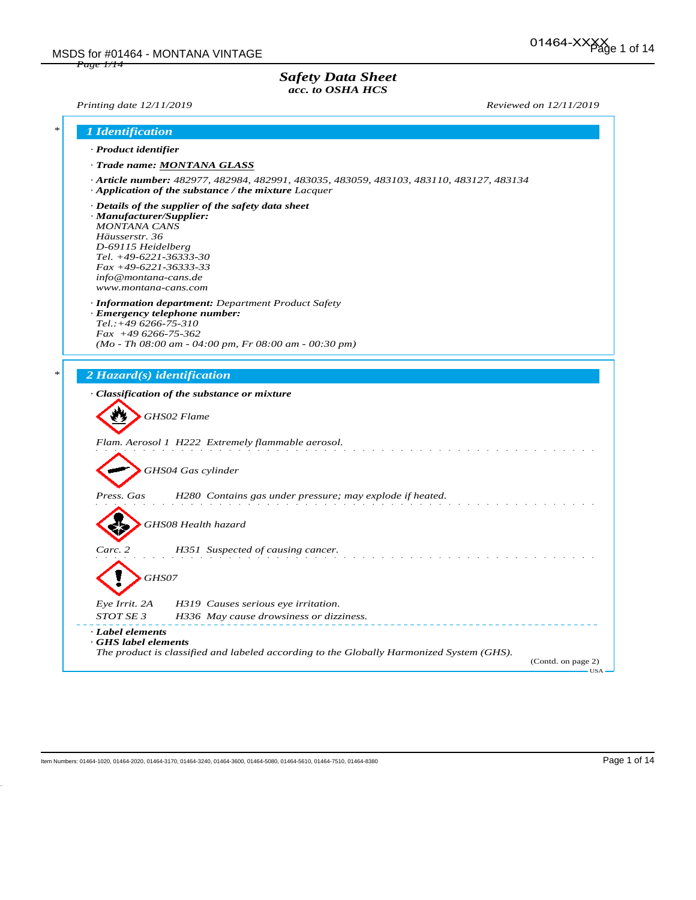# Safety Data Sheet
## acc. to OSHA HCS

*Printing date 12/11/2019* *Reviewed on 12/11/2019*

## 1 Identification

· **Product identifier**

· **Trade name:** **MONTANA GLASS**

· **Article number:** 482977, 482984, 482991, 483035, 483059, 483103, 483110, 483127, 483134

· **Application of the substance / the mixture** Lacquer

· **Details of the supplier of the safety data sheet**

· **Manufacturer/Supplier:**
MONTANA CANS
Häusserstr. 36
D-69115 Heidelberg
Tel. +49-6221-36333-30
Fax +49-6221-36333-33
info@montana-cans.de
www.montana-cans.com

· **Information department:** Department Product Safety

· **Emergency telephone number:**
Tel.:+49 6266-75-310
Fax +49 6266-75-362
(Mo - Th 08:00 am - 04:00 pm, Fr 08:00 am - 00:30 pm)

## 2 Hazard(s) identification

· **Classification of the substance or mixture**

GHS02 Flame

Flam. Aerosol 1 H222 Extremely flammable aerosol.

GHS04 Gas cylinder

Press. Gas H280 Contains gas under pressure; may explode if heated.

GHS08 Health hazard

Carc. 2 H351 Suspected of causing cancer.

GHS07

Eye Irrit. 2A H319 Causes serious eye irritation.
STOT SE 3 H336 May cause drowsiness or dizziness.

· **Label elements**

· **GHS label elements**
The product is classified and labeled according to the Globally Harmonized System (GHS).

(Contd. on page 2)

Item Numbers: 01464-1020, 01464-2020, 01464-3170, 01464-3240, 01464-3600, 01464-5080, 01464-5610, 01464-7510, 01464-8380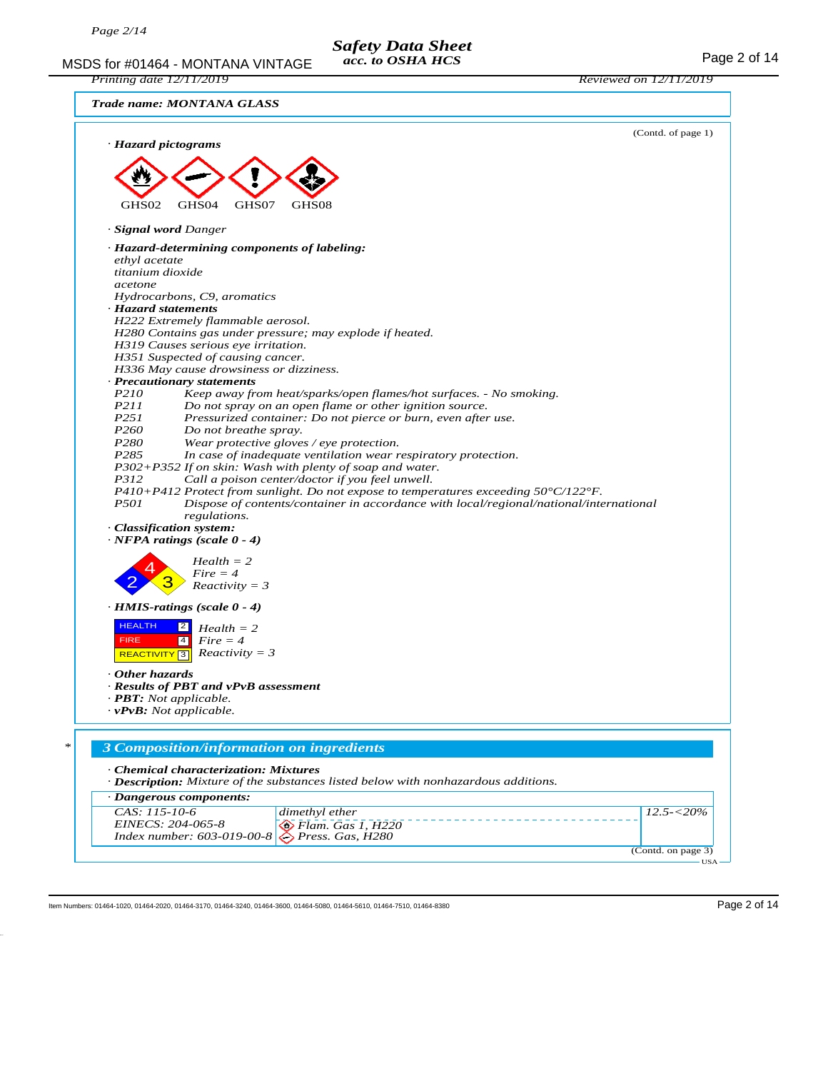**Trade name: MONTANA GLASS**

(Contd. of page 1)

· **Hazard pictograms**

GHS02 GHS04 GHS07 GHS08

· **Signal word** Danger

· **Hazard-determining components of labeling:**
ethyl acetate
titanium dioxide
acetone
Hydrocarbons, C9, aromatics

· **Hazard statements**
H222 Extremely flammable aerosol.
H280 Contains gas under pressure; may explode if heated.
H319 Causes serious eye irritation.
H351 Suspected of causing cancer.
H336 May cause drowsiness or dizziness.

· **Precautionary statements**

P210 Keep away from heat/sparks/open flames/hot surfaces. - No smoking.
P211 Do not spray on an open flame or other ignition source.
P251 Pressurized container: Do not pierce or burn, even after use.
P260 Do not breathe spray.
P280 Wear protective gloves / eye protection.
P285 In case of inadequate ventilation wear respiratory protection.
P302+P352 If on skin: Wash with plenty of soap and water.
P312 Call a poison center/doctor if you feel unwell.
P410+P412 Protect from sunlight. Do not expose to temperatures exceeding 50°C/122°F.
P501 Dispose of contents/container in accordance with local/regional/national/international regulations.

· **Classification system:**

· **NFPA ratings (scale 0 - 4)**

Health = 2
Fire = 4
Reactivity = 3

· **HMIS-ratings (scale 0 - 4)**

HEALTH 2 Health = 2
FIRE 4 Fire = 4
REACTIVITY 3 Reactivity = 3

· **Other hazards**

· **Results of PBT and vPvB assessment**
· **PBT:** Not applicable.
· **vPvB:** Not applicable.

## 3 Composition/information on ingredients

· **Chemical characterization: Mixtures**
· **Description:** Mixture of the substances listed below with nonhazardous additions.

· **Dangerous components:**

| | | |
|---|---|---|
| CAS: 115-10-6<br>EINECS: 204-065-8<br>Index number: 603-019-00-8 | dimethyl ether<br>Flam. Gas 1, H220<br>Press. Gas, H280 | 12.5-<20% |

(Contd. on page 3)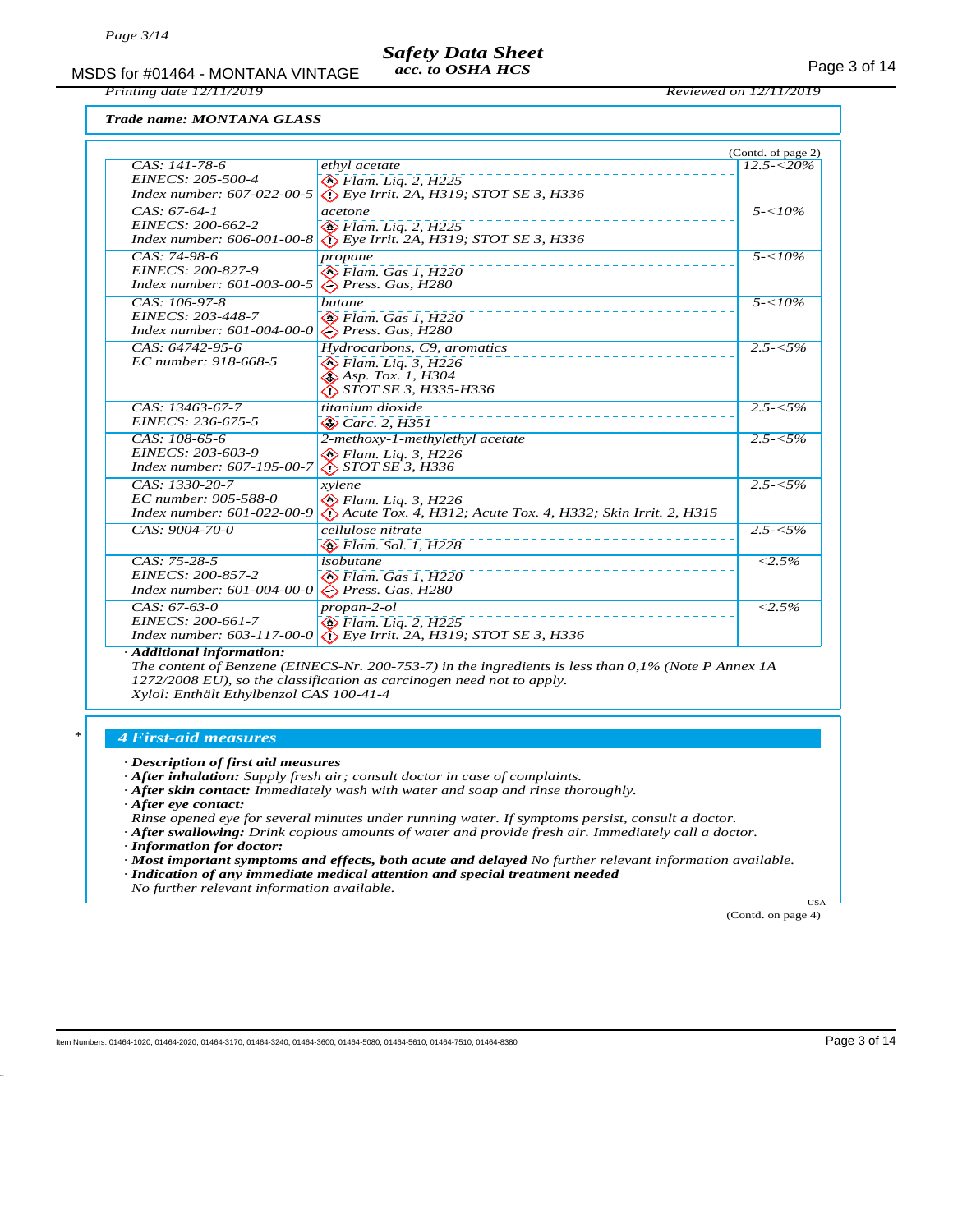**Trade name: MONTANA GLASS**

(Contd. of page 2)

| Identifiers | Name / Classification | % |
|---|---|---|
| CAS: 141-78-6<br>EINECS: 205-500-4<br>Index number: 607-022-00-5 | ethyl acetate<br>Flam. Liq. 2, H225<br>Eye Irrit. 2A, H319; STOT SE 3, H336 | 12.5-<20% |
| CAS: 67-64-1<br>EINECS: 200-662-2<br>Index number: 606-001-00-8 | acetone<br>Flam. Liq. 2, H225<br>Eye Irrit. 2A, H319; STOT SE 3, H336 | 5-<10% |
| CAS: 74-98-6<br>EINECS: 200-827-9<br>Index number: 601-003-00-5 | propane<br>Flam. Gas 1, H220<br>Press. Gas, H280 | 5-<10% |
| CAS: 106-97-8<br>EINECS: 203-448-7<br>Index number: 601-004-00-0 | butane<br>Flam. Gas 1, H220<br>Press. Gas, H280 | 5-<10% |
| CAS: 64742-95-6<br>EC number: 918-668-5 | Hydrocarbons, C9, aromatics<br>Flam. Liq. 3, H226<br>Asp. Tox. 1, H304<br>STOT SE 3, H335-H336 | 2.5-<5% |
| CAS: 13463-67-7<br>EINECS: 236-675-5 | titanium dioxide<br>Carc. 2, H351 | 2.5-<5% |
| CAS: 108-65-6<br>EINECS: 203-603-9<br>Index number: 607-195-00-7 | 2-methoxy-1-methylethyl acetate<br>Flam. Liq. 3, H226<br>STOT SE 3, H336 | 2.5-<5% |
| CAS: 1330-20-7<br>EC number: 905-588-0<br>Index number: 601-022-00-9 | xylene<br>Flam. Liq. 3, H226<br>Acute Tox. 4, H312; Acute Tox. 4, H332; Skin Irrit. 2, H315 | 2.5-<5% |
| CAS: 9004-70-0 | cellulose nitrate<br>Flam. Sol. 1, H228 | 2.5-<5% |
| CAS: 75-28-5<br>EINECS: 200-857-2<br>Index number: 601-004-00-0 | isobutane<br>Flam. Gas 1, H220<br>Press. Gas, H280 | <2.5% |
| CAS: 67-63-0<br>EINECS: 200-661-7<br>Index number: 603-117-00-0 | propan-2-ol<br>Flam. Liq. 2, H225<br>Eye Irrit. 2A, H319; STOT SE 3, H336 | <2.5% |

· **Additional information:**
The content of Benzene (EINECS-Nr. 200-753-7) in the ingredients is less than 0,1% (Note P Annex 1A 1272/2008 EU), so the classification as carcinogen need not to apply.
Xylol: Enthält Ethylbenzol CAS 100-41-4

## 4 First-aid measures

· **Description of first aid measures**
· **After inhalation:** Supply fresh air; consult doctor in case of complaints.
· **After skin contact:** Immediately wash with water and soap and rinse thoroughly.
· **After eye contact:**
Rinse opened eye for several minutes under running water. If symptoms persist, consult a doctor.
· **After swallowing:** Drink copious amounts of water and provide fresh air. Immediately call a doctor.
· **Information for doctor:**
· **Most important symptoms and effects, both acute and delayed** No further relevant information available.
· **Indication of any immediate medical attention and special treatment needed**
No further relevant information available.

(Contd. on page 4)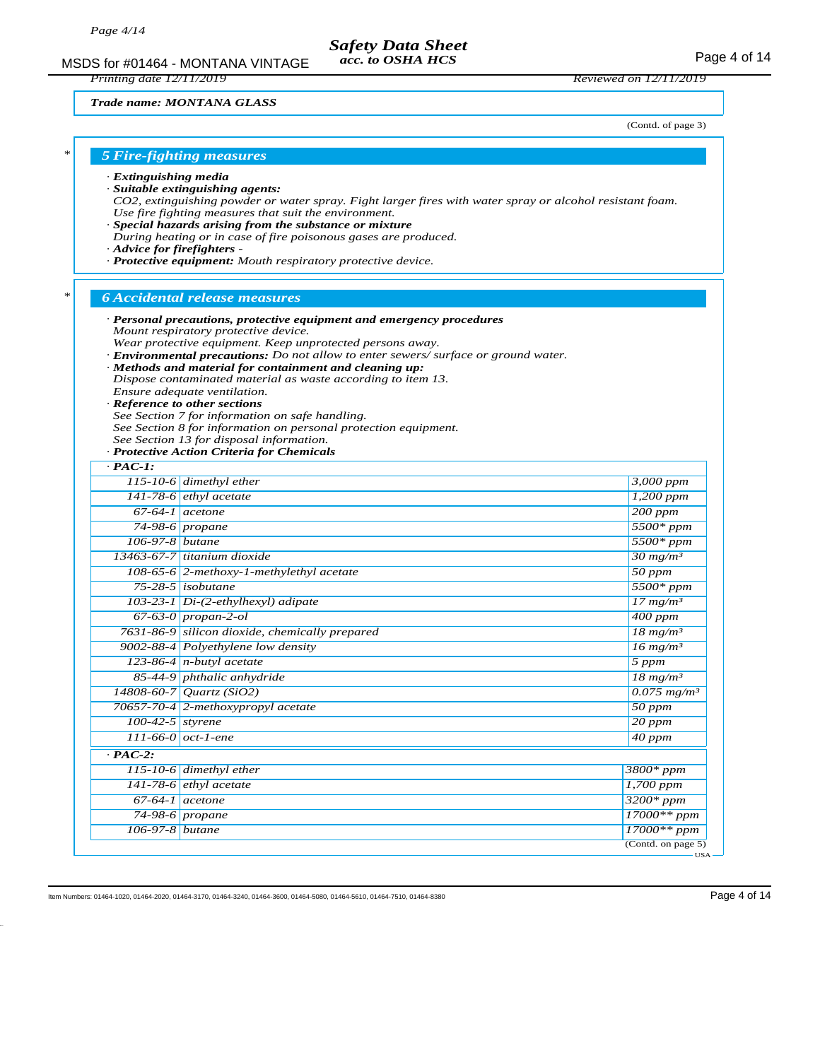**Trade name: MONTANA GLASS**

(Contd. of page 3)

## 5 Fire-fighting measures

· **Extinguishing media**
· **Suitable extinguishing agents:**
CO2, extinguishing powder or water spray. Fight larger fires with water spray or alcohol resistant foam.
Use fire fighting measures that suit the environment.
· **Special hazards arising from the substance or mixture**
During heating or in case of fire poisonous gases are produced.
· **Advice for firefighters** -
· **Protective equipment:** Mouth respiratory protective device.

## 6 Accidental release measures

· **Personal precautions, protective equipment and emergency procedures**
Mount respiratory protective device.
Wear protective equipment. Keep unprotected persons away.
· **Environmental precautions:** Do not allow to enter sewers/ surface or ground water.
· **Methods and material for containment and cleaning up:**
Dispose contaminated material as waste according to item 13.
Ensure adequate ventilation.
· **Reference to other sections**
See Section 7 for information on safe handling.
See Section 8 for information on personal protection equipment.
See Section 13 for disposal information.
· **Protective Action Criteria for Chemicals**

| · **PAC-1:** | | |
|---|---|---|
| 115-10-6 | dimethyl ether | 3,000 ppm |
| 141-78-6 | ethyl acetate | 1,200 ppm |
| 67-64-1 | acetone | 200 ppm |
| 74-98-6 | propane | 5500* ppm |
| 106-97-8 | butane | 5500* ppm |
| 13463-67-7 | titanium dioxide | 30 mg/m³ |
| 108-65-6 | 2-methoxy-1-methylethyl acetate | 50 ppm |
| 75-28-5 | isobutane | 5500* ppm |
| 103-23-1 | Di-(2-ethylhexyl) adipate | 17 mg/m³ |
| 67-63-0 | propan-2-ol | 400 ppm |
| 7631-86-9 | silicon dioxide, chemically prepared | 18 mg/m³ |
| 9002-88-4 | Polyethylene low density | 16 mg/m³ |
| 123-86-4 | n-butyl acetate | 5 ppm |
| 85-44-9 | phthalic anhydride | 18 mg/m³ |
| 14808-60-7 | Quartz (SiO2) | 0.075 mg/m³ |
| 70657-70-4 | 2-methoxypropyl acetate | 50 ppm |
| 100-42-5 | styrene | 20 ppm |
| 111-66-0 | oct-1-ene | 40 ppm |
| · **PAC-2:** | | |
| 115-10-6 | dimethyl ether | 3800* ppm |
| 141-78-6 | ethyl acetate | 1,700 ppm |
| 67-64-1 | acetone | 3200* ppm |
| 74-98-6 | propane | 17000** ppm |
| 106-97-8 | butane | 17000** ppm |

(Contd. on page 5)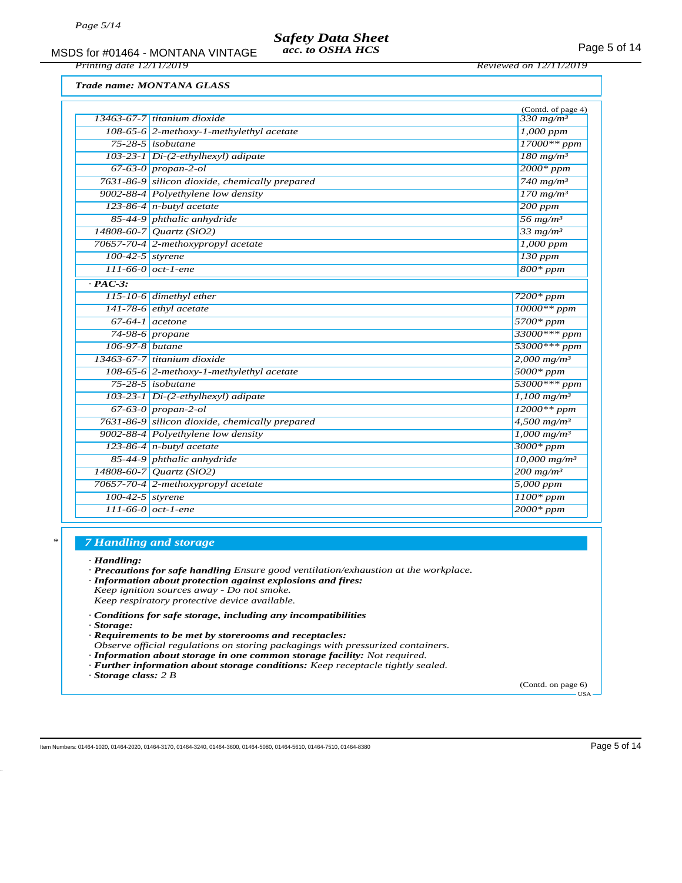**Trade name: MONTANA GLASS**

(Contd. of page 4)

| | | |
|---|---|---|
| 13463-67-7 | titanium dioxide | 330 mg/m³ |
| 108-65-6 | 2-methoxy-1-methylethyl acetate | 1,000 ppm |
| 75-28-5 | isobutane | 17000** ppm |
| 103-23-1 | Di-(2-ethylhexyl) adipate | 180 mg/m³ |
| 67-63-0 | propan-2-ol | 2000* ppm |
| 7631-86-9 | silicon dioxide, chemically prepared | 740 mg/m³ |
| 9002-88-4 | Polyethylene low density | 170 mg/m³ |
| 123-86-4 | n-butyl acetate | 200 ppm |
| 85-44-9 | phthalic anhydride | 56 mg/m³ |
| 14808-60-7 | Quartz (SiO2) | 33 mg/m³ |
| 70657-70-4 | 2-methoxypropyl acetate | 1,000 ppm |
| 100-42-5 | styrene | 130 ppm |
| 111-66-0 | oct-1-ene | 800* ppm |
| **· PAC-3:** | | |
| 115-10-6 | dimethyl ether | 7200* ppm |
| 141-78-6 | ethyl acetate | 10000** ppm |
| 67-64-1 | acetone | 5700* ppm |
| 74-98-6 | propane | 33000*** ppm |
| 106-97-8 | butane | 53000*** ppm |
| 13463-67-7 | titanium dioxide | 2,000 mg/m³ |
| 108-65-6 | 2-methoxy-1-methylethyl acetate | 5000* ppm |
| 75-28-5 | isobutane | 53000*** ppm |
| 103-23-1 | Di-(2-ethylhexyl) adipate | 1,100 mg/m³ |
| 67-63-0 | propan-2-ol | 12000** ppm |
| 7631-86-9 | silicon dioxide, chemically prepared | 4,500 mg/m³ |
| 9002-88-4 | Polyethylene low density | 1,000 mg/m³ |
| 123-86-4 | n-butyl acetate | 3000* ppm |
| 85-44-9 | phthalic anhydride | 10,000 mg/m³ |
| 14808-60-7 | Quartz (SiO2) | 200 mg/m³ |
| 70657-70-4 | 2-methoxypropyl acetate | 5,000 ppm |
| 100-42-5 | styrene | 1100* ppm |
| 111-66-0 | oct-1-ene | 2000* ppm |

## 7 Handling and storage

- **Handling:**
- **Precautions for safe handling** Ensure good ventilation/exhaustion at the workplace.
- **Information about protection against explosions and fires:**
  Keep ignition sources away - Do not smoke.
  Keep respiratory protective device available.
- **Conditions for safe storage, including any incompatibilities**
- **Storage:**
- **Requirements to be met by storerooms and receptacles:**
  Observe official regulations on storing packagings with pressurized containers.
- **Information about storage in one common storage facility:** Not required.
- **Further information about storage conditions:** Keep receptacle tightly sealed.
- **Storage class:** 2 B

(Contd. on page 6)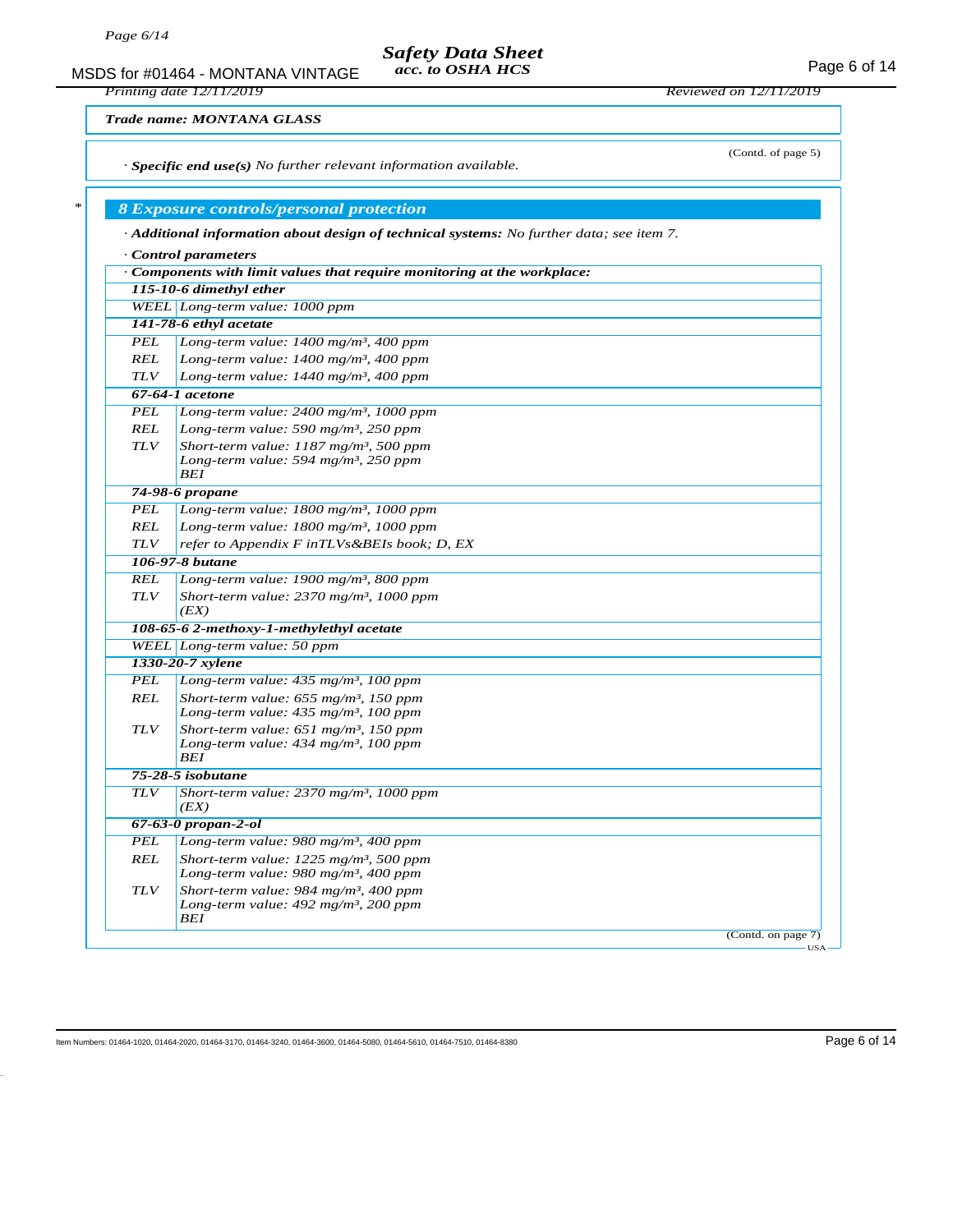**Trade name: MONTANA GLASS**

(Contd. of page 5)

· ***Specific end use(s)*** *No further relevant information available.*

## 8 Exposure controls/personal protection

· ***Additional information about design of technical systems:*** *No further data; see item 7.*

· ***Control parameters***

| · Components with limit values that require monitoring at the workplace: | |
|---|---|
| **115-10-6 dimethyl ether** | |
| WEEL | Long-term value: 1000 ppm |
| **141-78-6 ethyl acetate** | |
| PEL | Long-term value: 1400 mg/m³, 400 ppm |
| REL | Long-term value: 1400 mg/m³, 400 ppm |
| TLV | Long-term value: 1440 mg/m³, 400 ppm |
| **67-64-1 acetone** | |
| PEL | Long-term value: 2400 mg/m³, 1000 ppm |
| REL | Long-term value: 590 mg/m³, 250 ppm |
| TLV | Short-term value: 1187 mg/m³, 500 ppm<br>Long-term value: 594 mg/m³, 250 ppm<br>BEI |
| **74-98-6 propane** | |
| PEL | Long-term value: 1800 mg/m³, 1000 ppm |
| REL | Long-term value: 1800 mg/m³, 1000 ppm |
| TLV | refer to Appendix F inTLVs&BEIs book; D, EX |
| **106-97-8 butane** | |
| REL | Long-term value: 1900 mg/m³, 800 ppm |
| TLV | Short-term value: 2370 mg/m³, 1000 ppm<br>(EX) |
| **108-65-6 2-methoxy-1-methylethyl acetate** | |
| WEEL | Long-term value: 50 ppm |
| **1330-20-7 xylene** | |
| PEL | Long-term value: 435 mg/m³, 100 ppm |
| REL | Short-term value: 655 mg/m³, 150 ppm<br>Long-term value: 435 mg/m³, 100 ppm |
| TLV | Short-term value: 651 mg/m³, 150 ppm<br>Long-term value: 434 mg/m³, 100 ppm<br>BEI |
| **75-28-5 isobutane** | |
| TLV | Short-term value: 2370 mg/m³, 1000 ppm<br>(EX) |
| **67-63-0 propan-2-ol** | |
| PEL | Long-term value: 980 mg/m³, 400 ppm |
| REL | Short-term value: 1225 mg/m³, 500 ppm<br>Long-term value: 980 mg/m³, 400 ppm |
| TLV | Short-term value: 984 mg/m³, 400 ppm<br>Long-term value: 492 mg/m³, 200 ppm<br>BEI |

(Contd. on page 7)

Item Numbers: 01464-1020, 01464-2020, 01464-3170, 01464-3240, 01464-3600, 01464-5080, 01464-5610, 01464-7510, 01464-8380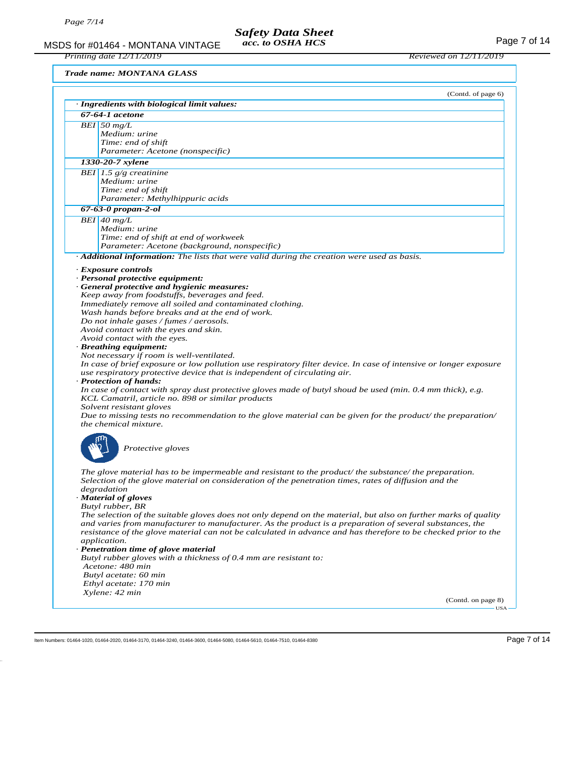**Trade name: MONTANA GLASS**

(Contd. of page 6)

**· Ingredients with biological limit values:**

| | |
|---|---|
| **67-64-1 acetone** | |
| BEI | 50 mg/L<br>Medium: urine<br>Time: end of shift<br>Parameter: Acetone (nonspecific) |
| **1330-20-7 xylene** | |
| BEI | 1.5 g/g creatinine<br>Medium: urine<br>Time: end of shift<br>Parameter: Methylhippuric acids |
| **67-63-0 propan-2-ol** | |
| BEI | 40 mg/L<br>Medium: urine<br>Time: end of shift at end of workweek<br>Parameter: Acetone (background, nonspecific) |

· ***Additional information:*** *The lists that were valid during the creation were used as basis.*

· ***Exposure controls***
· ***Personal protective equipment:***
· ***General protective and hygienic measures:***
*Keep away from foodstuffs, beverages and feed.*
*Immediately remove all soiled and contaminated clothing.*
*Wash hands before breaks and at the end of work.*
*Do not inhale gases / fumes / aerosols.*
*Avoid contact with the eyes and skin.*
*Avoid contact with the eyes.*
· ***Breathing equipment:***
*Not necessary if room is well-ventilated.*
*In case of brief exposure or low pollution use respiratory filter device. In case of intensive or longer exposure use respiratory protective device that is independent of circulating air.*
· ***Protection of hands:***
*In case of contact with spray dust protective gloves made of butyl shoud be used (min. 0.4 mm thick), e.g. KCL Camatril, article no. 898 or similar products*
*Solvent resistant gloves*
*Due to missing tests no recommendation to the glove material can be given for the product/ the preparation/ the chemical mixture.*

*Protective gloves*

*The glove material has to be impermeable and resistant to the product/ the substance/ the preparation.*
*Selection of the glove material on consideration of the penetration times, rates of diffusion and the degradation*
· ***Material of gloves***
*Butyl rubber, BR*
*The selection of the suitable gloves does not only depend on the material, but also on further marks of quality and varies from manufacturer to manufacturer. As the product is a preparation of several substances, the resistance of the glove material can not be calculated in advance and has therefore to be checked prior to the application.*
· ***Penetration time of glove material***
*Butyl rubber gloves with a thickness of 0.4 mm are resistant to:*
*Acetone: 480 min*
*Butyl acetate: 60 min*
*Ethyl acetate: 170 min*
*Xylene: 42 min*

(Contd. on page 8)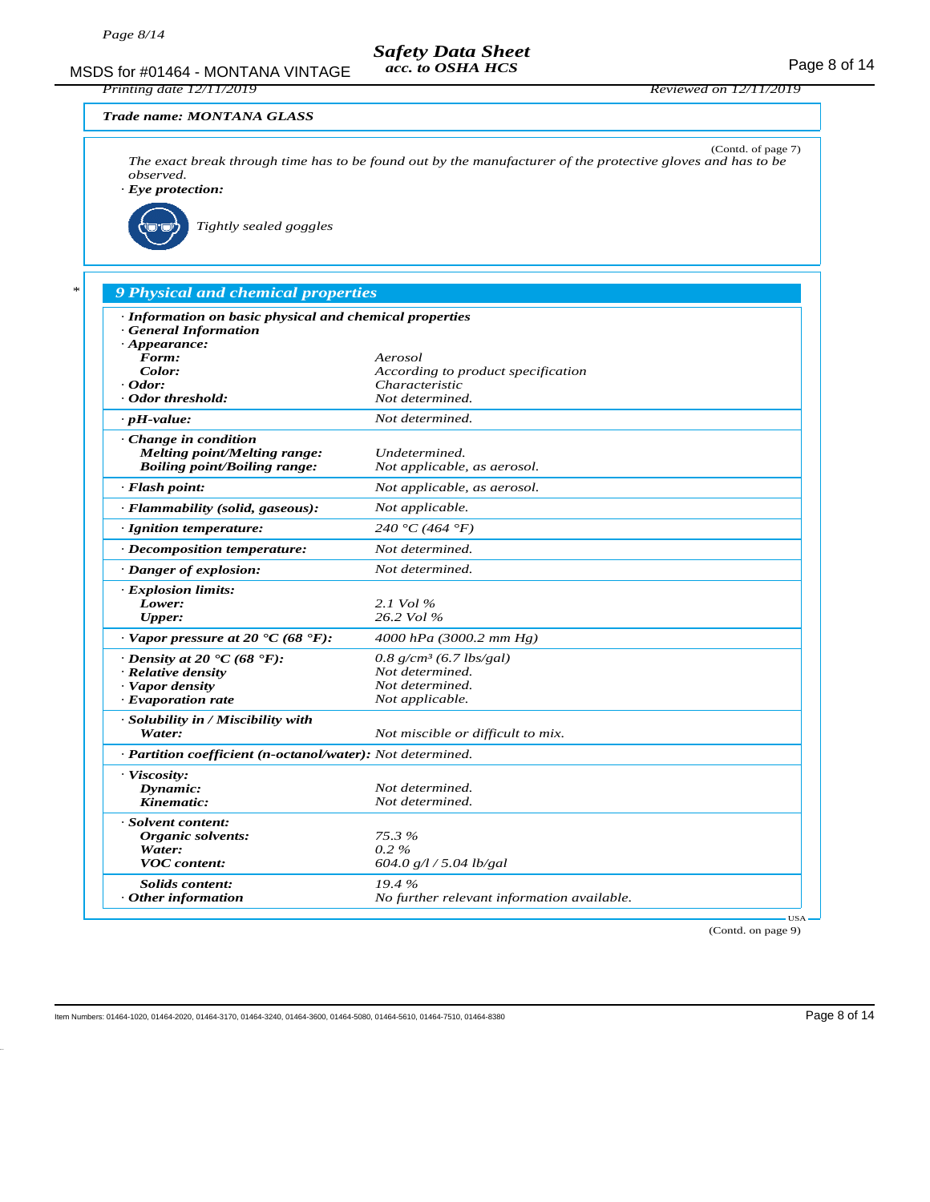**Trade name: MONTANA GLASS**

(Contd. of page 7)

*The exact break through time has to be found out by the manufacturer of the protective gloves and has to be observed.*

· **Eye protection:**

*Tightly sealed goggles*

## 9 Physical and chemical properties

· **Information on basic physical and chemical properties**

· **General Information**

| Property | Value |
|---|---|
| · **Appearance:** | |
| **Form:** | Aerosol |
| **Color:** | According to product specification |
| · **Odor:** | Characteristic |
| · **Odor threshold:** | Not determined. |
| · **pH-value:** | Not determined. |
| · **Change in condition** | |
| **Melting point/Melting range:** | Undetermined. |
| **Boiling point/Boiling range:** | Not applicable, as aerosol. |
| · **Flash point:** | Not applicable, as aerosol. |
| · **Flammability (solid, gaseous):** | Not applicable. |
| · **Ignition temperature:** | 240 °C (464 °F) |
| · **Decomposition temperature:** | Not determined. |
| · **Danger of explosion:** | Not determined. |
| · **Explosion limits:** | |
| **Lower:** | 2.1 Vol % |
| **Upper:** | 26.2 Vol % |
| · **Vapor pressure at 20 °C (68 °F):** | 4000 hPa (3000.2 mm Hg) |
| · **Density at 20 °C (68 °F):** | 0.8 g/cm³ (6.7 lbs/gal) |
| · **Relative density** | Not determined. |
| · **Vapor density** | Not determined. |
| · **Evaporation rate** | Not applicable. |
| · **Solubility in / Miscibility with** | |
| **Water:** | Not miscible or difficult to mix. |
| · **Partition coefficient (n-octanol/water):** | Not determined. |
| · **Viscosity:** | |
| **Dynamic:** | Not determined. |
| **Kinematic:** | Not determined. |
| · **Solvent content:** | |
| **Organic solvents:** | 75.3 % |
| **Water:** | 0.2 % |
| **VOC content:** | 604.0 g/l / 5.04 lb/gal |
| **Solids content:** | 19.4 % |
| · **Other information** | No further relevant information available. |

(Contd. on page 9)

Item Numbers: 01464-1020, 01464-2020, 01464-3170, 01464-3240, 01464-3600, 01464-5080, 01464-5610, 01464-7510, 01464-8380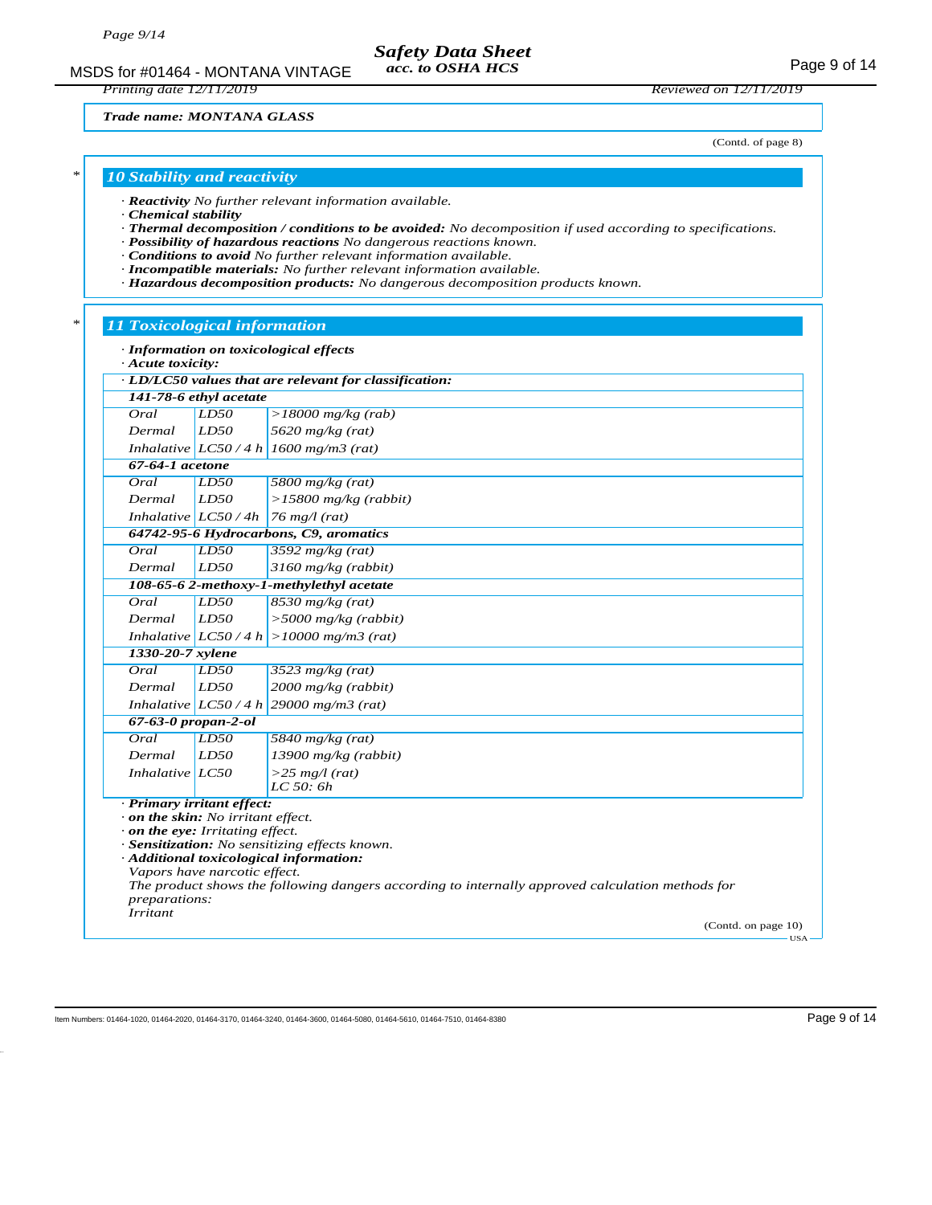*Trade name: MONTANA GLASS*

(Contd. of page 8)

## 10 Stability and reactivity

- · ***Reactivity*** *No further relevant information available.*
- · ***Chemical stability***
- · ***Thermal decomposition / conditions to be avoided:*** *No decomposition if used according to specifications.*
- · ***Possibility of hazardous reactions*** *No dangerous reactions known.*
- · ***Conditions to avoid*** *No further relevant information available.*
- · ***Incompatible materials:*** *No further relevant information available.*
- · ***Hazardous decomposition products:*** *No dangerous decomposition products known.*

## 11 Toxicological information

- · ***Information on toxicological effects***
- · ***Acute toxicity:***

| · LD/LC50 values that are relevant for classification: | | |
|---|---|---|
| **141-78-6 ethyl acetate** | | |
| Oral | LD50 | >18000 mg/kg (rab) |
| Dermal | LD50 | 5620 mg/kg (rat) |
| Inhalative | LC50 / 4 h | 1600 mg/m3 (rat) |
| **67-64-1 acetone** | | |
| Oral | LD50 | 5800 mg/kg (rat) |
| Dermal | LD50 | >15800 mg/kg (rabbit) |
| Inhalative | LC50 / 4h | 76 mg/l (rat) |
| **64742-95-6 Hydrocarbons, C9, aromatics** | | |
| Oral | LD50 | 3592 mg/kg (rat) |
| Dermal | LD50 | 3160 mg/kg (rabbit) |
| **108-65-6 2-methoxy-1-methylethyl acetate** | | |
| Oral | LD50 | 8530 mg/kg (rat) |
| Dermal | LD50 | >5000 mg/kg (rabbit) |
| Inhalative | LC50 / 4 h | >10000 mg/m3 (rat) |
| **1330-20-7 xylene** | | |
| Oral | LD50 | 3523 mg/kg (rat) |
| Dermal | LD50 | 2000 mg/kg (rabbit) |
| Inhalative | LC50 / 4 h | 29000 mg/m3 (rat) |
| **67-63-0 propan-2-ol** | | |
| Oral | LD50 | 5840 mg/kg (rat) |
| Dermal | LD50 | 13900 mg/kg (rabbit) |
| Inhalative | LC50 | >25 mg/l (rat) LC 50: 6h |

- · ***Primary irritant effect:***
- · ***on the skin:*** *No irritant effect.*
- · ***on the eye:*** *Irritating effect.*
- · ***Sensitization:*** *No sensitizing effects known.*
- · ***Additional toxicological information:***

*Vapors have narcotic effect.*

*The product shows the following dangers according to internally approved calculation methods for preparations:*

*Irritant*

(Contd. on page 10)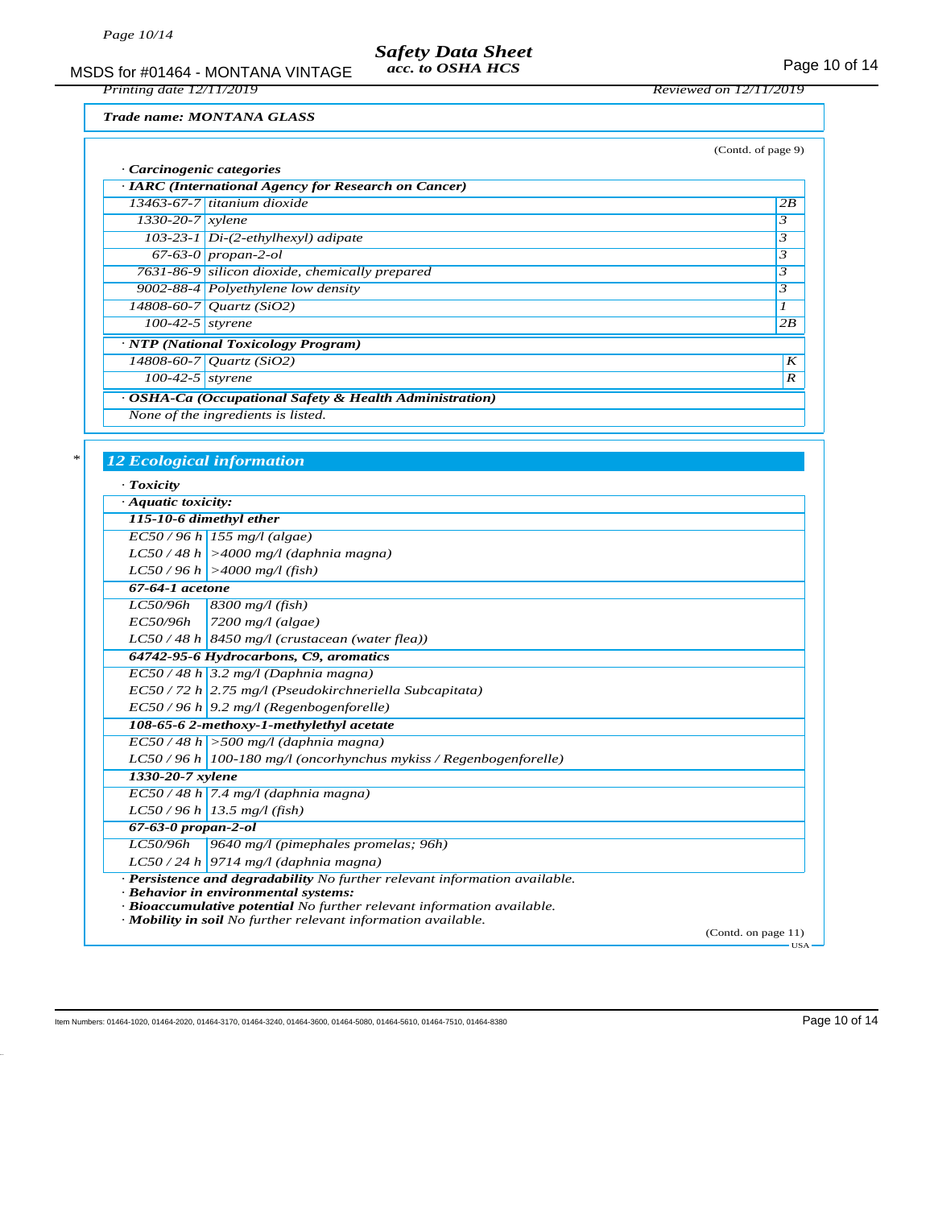*Trade name: MONTANA GLASS*

(Contd. of page 9)

· **Carcinogenic categories**

| · **IARC (International Agency for Research on Cancer)** | | |
|---|---|---|
| 13463-67-7 | titanium dioxide | 2B |
| 1330-20-7 | xylene | 3 |
| 103-23-1 | Di-(2-ethylhexyl) adipate | 3 |
| 67-63-0 | propan-2-ol | 3 |
| 7631-86-9 | silicon dioxide, chemically prepared | 3 |
| 9002-88-4 | Polyethylene low density | 3 |
| 14808-60-7 | Quartz (SiO2) | 1 |
| 100-42-5 | styrene | 2B |

| · **NTP (National Toxicology Program)** | | |
|---|---|---|
| 14808-60-7 | Quartz (SiO2) | K |
| 100-42-5 | styrene | R |

· **OSHA-Ca (Occupational Safety & Health Administration)**

None of the ingredients is listed.

## 12 Ecological information

· **Toxicity**

| · **Aquatic toxicity:** | |
|---|---|
| **115-10-6 dimethyl ether** | |
| EC50 / 96 h | 155 mg/l (algae) |
| LC50 / 48 h | >4000 mg/l (daphnia magna) |
| LC50 / 96 h | >4000 mg/l (fish) |
| **67-64-1 acetone** | |
| LC50/96h | 8300 mg/l (fish) |
| EC50/96h | 7200 mg/l (algae) |
| LC50 / 48 h | 8450 mg/l (crustacean (water flea)) |
| **64742-95-6 Hydrocarbons, C9, aromatics** | |
| EC50 / 48 h | 3.2 mg/l (Daphnia magna) |
| EC50 / 72 h | 2.75 mg/l (Pseudokirchneriella Subcapitata) |
| EC50 / 96 h | 9.2 mg/l (Regenbogenforelle) |
| **108-65-6 2-methoxy-1-methylethyl acetate** | |
| EC50 / 48 h | >500 mg/l (daphnia magna) |
| LC50 / 96 h | 100-180 mg/l (oncorhynchus mykiss / Regenbogenforelle) |
| **1330-20-7 xylene** | |
| EC50 / 48 h | 7.4 mg/l (daphnia magna) |
| LC50 / 96 h | 13.5 mg/l (fish) |
| **67-63-0 propan-2-ol** | |
| LC50/96h | 9640 mg/l (pimephales promelas; 96h) |
| LC50 / 24 h | 9714 mg/l (daphnia magna) |

· **Persistence and degradability** No further relevant information available.
· **Behavior in environmental systems:**
· **Bioaccumulative potential** No further relevant information available.
· **Mobility in soil** No further relevant information available.

(Contd. on page 11)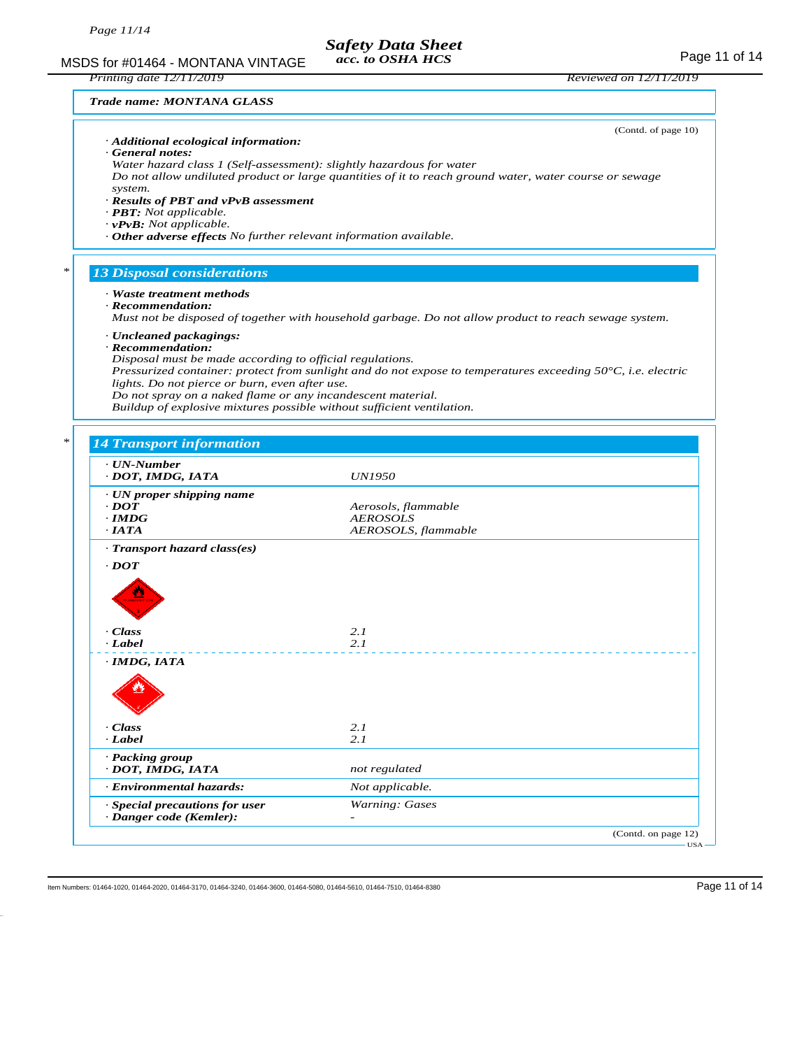Trade name: **MONTANA GLASS**

(Contd. of page 10)

· ***Additional ecological information:***
· ***General notes:***
*Water hazard class 1 (Self-assessment): slightly hazardous for water*
*Do not allow undiluted product or large quantities of it to reach ground water, water course or sewage system.*
· ***Results of PBT and vPvB assessment***
· ***PBT:*** *Not applicable.*
· ***vPvB:*** *Not applicable.*
· ***Other adverse effects*** *No further relevant information available.*

## 13 Disposal considerations

· ***Waste treatment methods***
· ***Recommendation:***
*Must not be disposed of together with household garbage. Do not allow product to reach sewage system.*

· ***Uncleaned packagings:***
· ***Recommendation:***
*Disposal must be made according to official regulations.*
*Pressurized container: protect from sunlight and do not expose to temperatures exceeding 50°C, i.e. electric lights. Do not pierce or burn, even after use.*
*Do not spray on a naked flame or any incandescent material.*
*Buildup of explosive mixtures possible without sufficient ventilation.*

## 14 Transport information

| | |
|---|---|
| **· UN-Number** | |
| **· DOT, IMDG, IATA** | *UN1950* |
| **· UN proper shipping name** | |
| **· DOT** | *Aerosols, flammable* |
| **· IMDG** | *AEROSOLS* |
| **· IATA** | *AEROSOLS, flammable* |
| **· Transport hazard class(es)** | |
| **· DOT** | |
| **· Class** | *2.1* |
| **· Label** | *2.1* |
| **· IMDG, IATA** | |
| **· Class** | *2.1* |
| **· Label** | *2.1* |
| **· Packing group** | |
| **· DOT, IMDG, IATA** | *not regulated* |
| **· Environmental hazards:** | *Not applicable.* |
| **· Special precautions for user** | *Warning: Gases* |
| **· Danger code (Kemler):** | *-* |

(Contd. on page 12)

Item Numbers: 01464-1020, 01464-2020, 01464-3170, 01464-3240, 01464-3600, 01464-5080, 01464-5610, 01464-7510, 01464-8380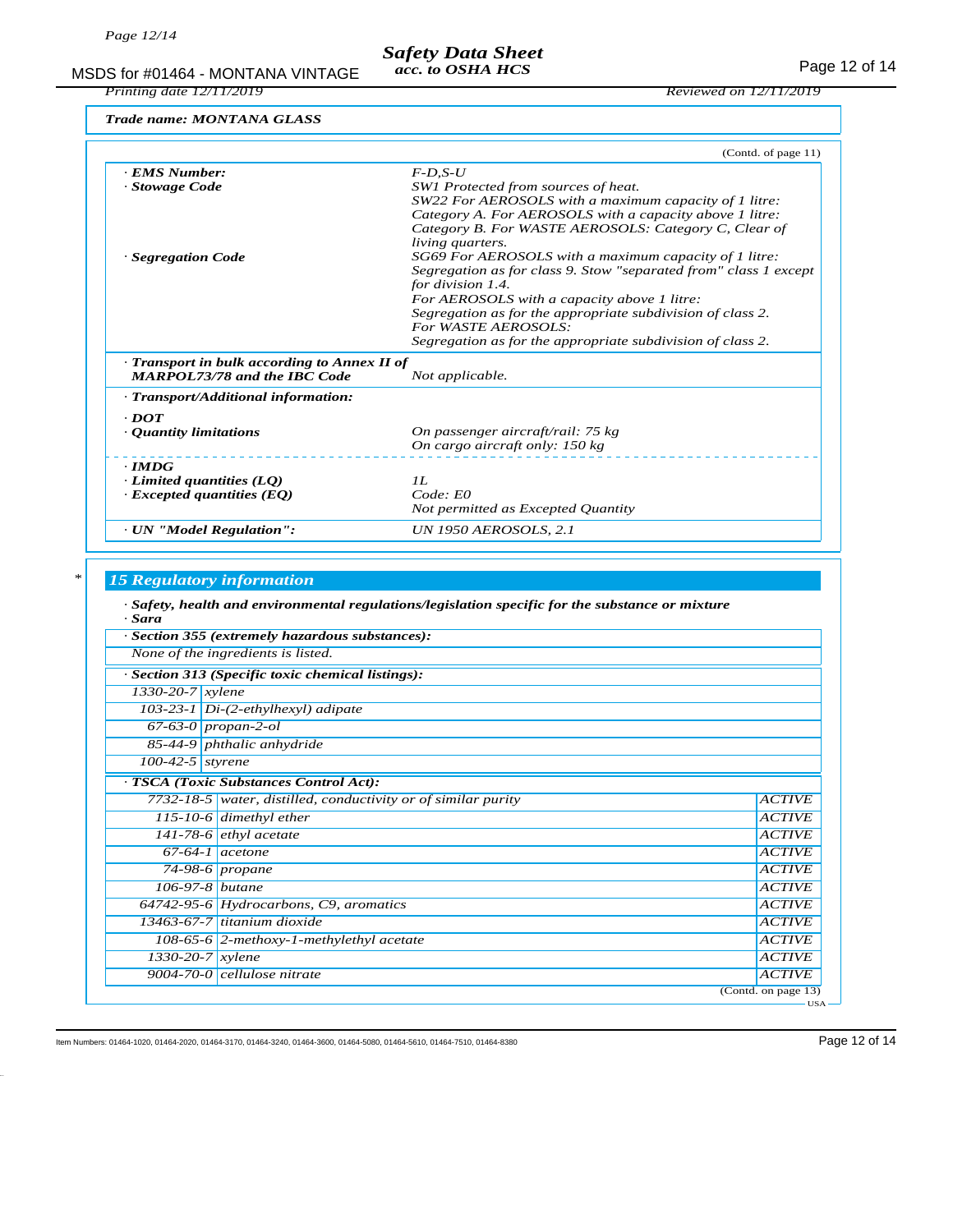Trade name: **MONTANA GLASS**

(Contd. of page 11)

| | |
|---|---|
| · **EMS Number:** | F-D,S-U |
| · **Stowage Code** | SW1 Protected from sources of heat. SW22 For AEROSOLS with a maximum capacity of 1 litre: Category A. For AEROSOLS with a capacity above 1 litre: Category B. For WASTE AEROSOLS: Category C, Clear of living quarters. |
| · **Segregation Code** | SG69 For AEROSOLS with a maximum capacity of 1 litre: Segregation as for class 9. Stow "separated from" class 1 except for division 1.4. For AEROSOLS with a capacity above 1 litre: Segregation as for the appropriate subdivision of class 2. For WASTE AEROSOLS: Segregation as for the appropriate subdivision of class 2. |
| · **Transport in bulk according to Annex II of MARPOL73/78 and the IBC Code** | Not applicable. |
| · **Transport/Additional information:** | |
| · **DOT** | |
| · **Quantity limitations** | On passenger aircraft/rail: 75 kg<br>On cargo aircraft only: 150 kg |
| · **IMDG** | |
| · **Limited quantities (LQ)** | 1L |
| · **Excepted quantities (EQ)** | Code: E0<br>Not permitted as Excepted Quantity |
| · **UN "Model Regulation":** | UN 1950 AEROSOLS, 2.1 |

## 15 Regulatory information

· **Safety, health and environmental regulations/legislation specific for the substance or mixture**

· **Sara**

· **Section 355 (extremely hazardous substances):**

None of the ingredients is listed.

· **Section 313 (Specific toxic chemical listings):**

| | |
|---|---|
| 1330-20-7 | xylene |
| 103-23-1 | Di-(2-ethylhexyl) adipate |
| 67-63-0 | propan-2-ol |
| 85-44-9 | phthalic anhydride |
| 100-42-5 | styrene |

· **TSCA (Toxic Substances Control Act):**

| | | |
|---|---|---|
| 7732-18-5 | water, distilled, conductivity or of similar purity | ACTIVE |
| 115-10-6 | dimethyl ether | ACTIVE |
| 141-78-6 | ethyl acetate | ACTIVE |
| 67-64-1 | acetone | ACTIVE |
| 74-98-6 | propane | ACTIVE |
| 106-97-8 | butane | ACTIVE |
| 64742-95-6 | Hydrocarbons, C9, aromatics | ACTIVE |
| 13463-67-7 | titanium dioxide | ACTIVE |
| 108-65-6 | 2-methoxy-1-methylethyl acetate | ACTIVE |
| 1330-20-7 | xylene | ACTIVE |
| 9004-70-0 | cellulose nitrate | ACTIVE |

(Contd. on page 13)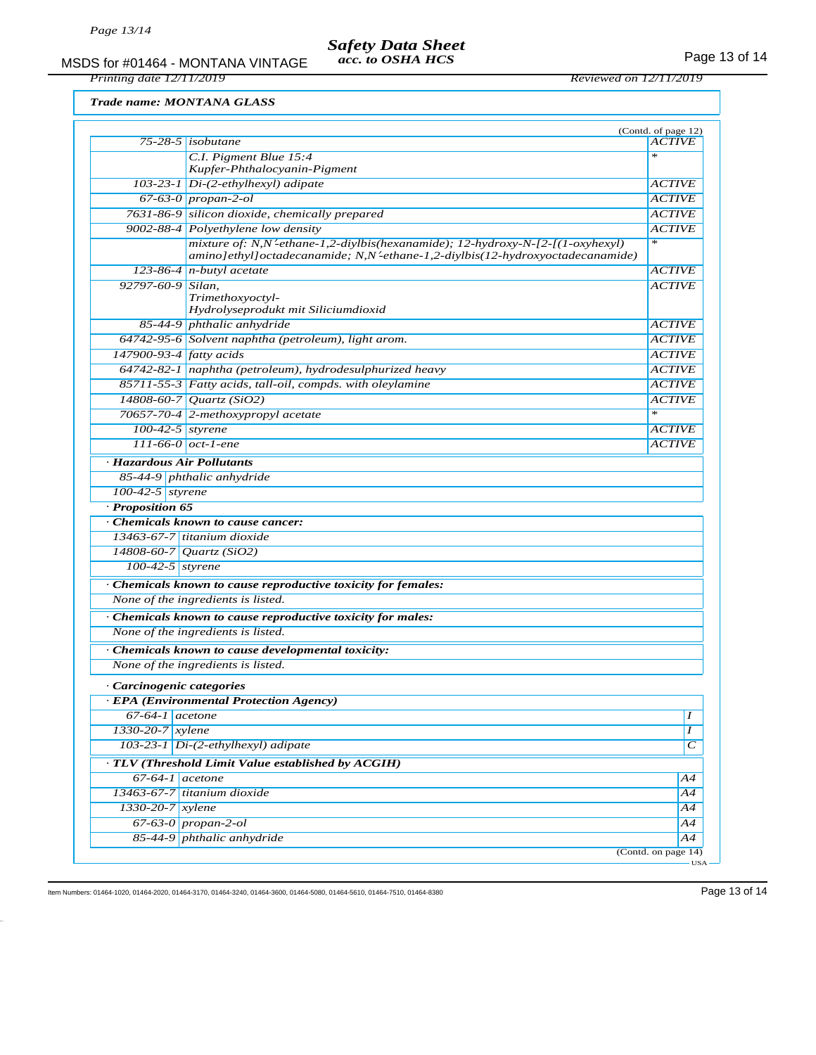*Trade name: MONTANA GLASS*

(Contd. of page 12)

| | | |
|---|---|---|
| 75-28-5 | isobutane | ACTIVE |
| | C.I. Pigment Blue 15:4<br>Kupfer-Phthalocyanin-Pigment | * |
| 103-23-1 | Di-(2-ethylhexyl) adipate | ACTIVE |
| 67-63-0 | propan-2-ol | ACTIVE |
| 7631-86-9 | silicon dioxide, chemically prepared | ACTIVE |
| 9002-88-4 | Polyethylene low density | ACTIVE |
| | mixture of: N,N´-ethane-1,2-diylbis(hexanamide); 12-hydroxy-N-[2-[(1-oxyhexyl) amino]ethyl]octadecanamide; N,N´-ethane-1,2-diylbis(12-hydroxyoctadecanamide) | * |
| 123-86-4 | n-butyl acetate | ACTIVE |
| 92797-60-9 | Silan,<br>Trimethoxyoctyl-<br>Hydrolyseprodukt mit Siliciumdioxid | ACTIVE |
| 85-44-9 | phthalic anhydride | ACTIVE |
| 64742-95-6 | Solvent naphtha (petroleum), light arom. | ACTIVE |
| 147900-93-4 | fatty acids | ACTIVE |
| 64742-82-1 | naphtha (petroleum), hydrodesulphurized heavy | ACTIVE |
| 85711-55-3 | Fatty acids, tall-oil, compds. with oleylamine | ACTIVE |
| 14808-60-7 | Quartz (SiO2) | ACTIVE |
| 70657-70-4 | 2-methoxypropyl acetate | * |
| 100-42-5 | styrene | ACTIVE |
| 111-66-0 | oct-1-ene | ACTIVE |

· **Hazardous Air Pollutants**

| | |
|---|---|
| 85-44-9 | phthalic anhydride |
| 100-42-5 | styrene |

· **Proposition 65**

· **Chemicals known to cause cancer:**

| | |
|---|---|
| 13463-67-7 | titanium dioxide |
| 14808-60-7 | Quartz (SiO2) |
| 100-42-5 | styrene |

· **Chemicals known to cause reproductive toxicity for females:**

None of the ingredients is listed.

· **Chemicals known to cause reproductive toxicity for males:**

None of the ingredients is listed.

· **Chemicals known to cause developmental toxicity:**

None of the ingredients is listed.

· **Carcinogenic categories**

· **EPA (Environmental Protection Agency)**

| | | |
|---|---|---|
| 67-64-1 | acetone | I |
| 1330-20-7 | xylene | I |
| 103-23-1 | Di-(2-ethylhexyl) adipate | C |

· **TLV (Threshold Limit Value established by ACGIH)**

| | | |
|---|---|---|
| 67-64-1 | acetone | A4 |
| 13463-67-7 | titanium dioxide | A4 |
| 1330-20-7 | xylene | A4 |
| 67-63-0 | propan-2-ol | A4 |
| 85-44-9 | phthalic anhydride | A4 |

(Contd. on page 14)

Item Numbers: 01464-1020, 01464-2020, 01464-3170, 01464-3240, 01464-3600, 01464-5080, 01464-5610, 01464-7510, 01464-8380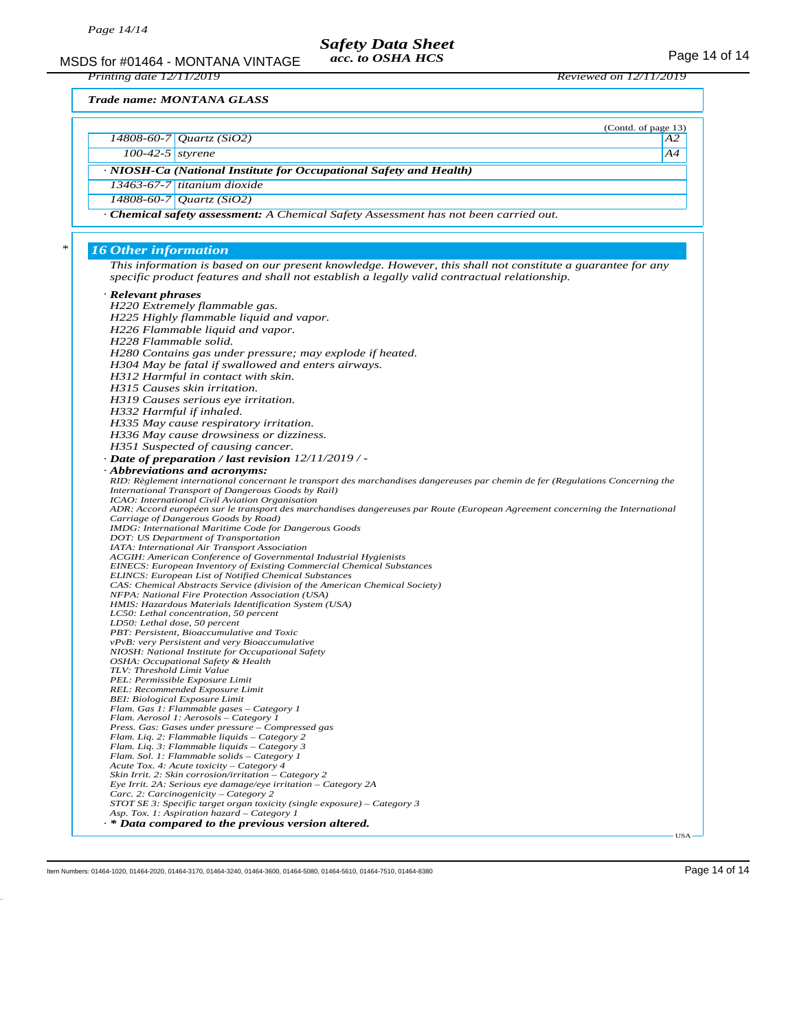**Trade name: MONTANA GLASS**

(Contd. of page 13)

| | | |
|---|---|---|
| 14808-60-7 | Quartz ($SiO_2$) | A2 |
| 100-42-5 | styrene | A4 |

· **NIOSH-Ca (National Institute for Occupational Safety and Health)**

| | |
|---|---|
| 13463-67-7 | titanium dioxide |
| 14808-60-7 | Quartz ($SiO_2$) |

· **Chemical safety assessment:** A Chemical Safety Assessment has not been carried out.

## * 16 Other information

This information is based on our present knowledge. However, this shall not constitute a guarantee for any specific product features and shall not establish a legally valid contractual relationship.

· **Relevant phrases**

H220 Extremely flammable gas.
H225 Highly flammable liquid and vapor.
H226 Flammable liquid and vapor.
H228 Flammable solid.
H280 Contains gas under pressure; may explode if heated.
H304 May be fatal if swallowed and enters airways.
H312 Harmful in contact with skin.
H315 Causes skin irritation.
H319 Causes serious eye irritation.
H332 Harmful if inhaled.
H335 May cause respiratory irritation.
H336 May cause drowsiness or dizziness.
H351 Suspected of causing cancer.

· **Date of preparation / last revision** 12/11/2019 / -

· **Abbreviations and acronyms:**

RID: Règlement international concernant le transport des marchandises dangereuses par chemin de fer (Regulations Concerning the International Transport of Dangerous Goods by Rail)
ICAO: International Civil Aviation Organisation
ADR: Accord européen sur le transport des marchandises dangereuses par Route (European Agreement concerning the International Carriage of Dangerous Goods by Road)
IMDG: International Maritime Code for Dangerous Goods
DOT: US Department of Transportation
IATA: International Air Transport Association
ACGIH: American Conference of Governmental Industrial Hygienists
EINECS: European Inventory of Existing Commercial Chemical Substances
ELINCS: European List of Notified Chemical Substances
CAS: Chemical Abstracts Service (division of the American Chemical Society)
NFPA: National Fire Protection Association (USA)
HMIS: Hazardous Materials Identification System (USA)
LC50: Lethal concentration, 50 percent
LD50: Lethal dose, 50 percent
PBT: Persistent, Bioaccumulative and Toxic
vPvB: very Persistent and very Bioaccumulative
NIOSH: National Institute for Occupational Safety
OSHA: Occupational Safety & Health
TLV: Threshold Limit Value
PEL: Permissible Exposure Limit
REL: Recommended Exposure Limit
BEI: Biological Exposure Limit
Flam. Gas 1: Flammable gases – Category 1
Flam. Aerosol 1: Aerosols – Category 1
Press. Gas: Gases under pressure – Compressed gas
Flam. Liq. 2: Flammable liquids – Category 2
Flam. Liq. 3: Flammable liquids – Category 3
Flam. Sol. 1: Flammable solids – Category 1
Acute Tox. 4: Acute toxicity – Category 4
Skin Irrit. 2: Skin corrosion/irritation – Category 2
Eye Irrit. 2A: Serious eye damage/eye irritation – Category 2A
Carc. 2: Carcinogenicity – Category 2
STOT SE 3: Specific target organ toxicity (single exposure) – Category 3
Asp. Tox. 1: Aspiration hazard – Category 1

· **\* Data compared to the previous version altered.**

Item Numbers: 01464-1020, 01464-2020, 01464-3170, 01464-3240, 01464-3600, 01464-5080, 01464-5610, 01464-7510, 01464-8380